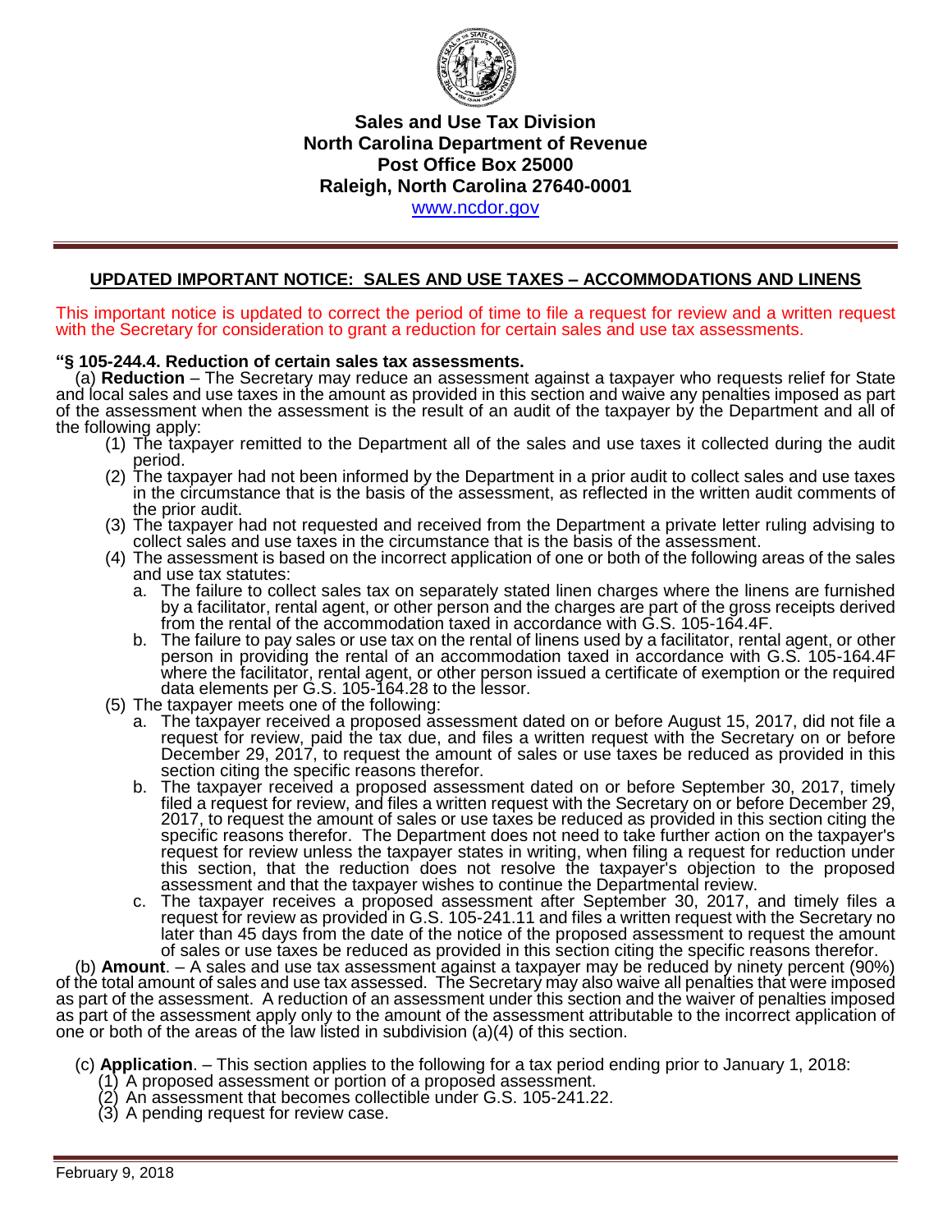**Sales and Use Tax Division**
**North Carolina Department of Revenue**
**Post Office Box 25000**
**Raleigh, North Carolina 27640-0001**
www.ncdor.gov

## UPDATED IMPORTANT NOTICE: SALES AND USE TAXES – ACCOMMODATIONS AND LINENS

This important notice is updated to correct the period of time to file a request for review and a written request with the Secretary for consideration to grant a reduction for certain sales and use tax assessments.

**"§ 105-244.4. Reduction of certain sales tax assessments.**

(a) **Reduction** – The Secretary may reduce an assessment against a taxpayer who requests relief for State and local sales and use taxes in the amount as provided in this section and waive any penalties imposed as part of the assessment when the assessment is the result of an audit of the taxpayer by the Department and all of the following apply:

1. The taxpayer remitted to the Department all of the sales and use taxes it collected during the audit period.
2. The taxpayer had not been informed by the Department in a prior audit to collect sales and use taxes in the circumstance that is the basis of the assessment, as reflected in the written audit comments of the prior audit.
3. The taxpayer had not requested and received from the Department a private letter ruling advising to collect sales and use taxes in the circumstance that is the basis of the assessment.
4. The assessment is based on the incorrect application of one or both of the following areas of the sales and use tax statutes:
   a. The failure to collect sales tax on separately stated linen charges where the linens are furnished by a facilitator, rental agent, or other person and the charges are part of the gross receipts derived from the rental of the accommodation taxed in accordance with G.S. 105-164.4F.
   b. The failure to pay sales or use tax on the rental of linens used by a facilitator, rental agent, or other person in providing the rental of an accommodation taxed in accordance with G.S. 105-164.4F where the facilitator, rental agent, or other person issued a certificate of exemption or the required data elements per G.S. 105-164.28 to the lessor.
5. The taxpayer meets one of the following:
   a. The taxpayer received a proposed assessment dated on or before August 15, 2017, did not file a request for review, paid the tax due, and files a written request with the Secretary on or before December 29, 2017, to request the amount of sales or use taxes be reduced as provided in this section citing the specific reasons therefor.
   b. The taxpayer received a proposed assessment dated on or before September 30, 2017, timely filed a request for review, and files a written request with the Secretary on or before December 29, 2017, to request the amount of sales or use taxes be reduced as provided in this section citing the specific reasons therefor. The Department does not need to take further action on the taxpayer's request for review unless the taxpayer states in writing, when filing a request for reduction under this section, that the reduction does not resolve the taxpayer's objection to the proposed assessment and that the taxpayer wishes to continue the Departmental review.
   c. The taxpayer receives a proposed assessment after September 30, 2017, and timely files a request for review as provided in G.S. 105-241.11 and files a written request with the Secretary no later than 45 days from the date of the notice of the proposed assessment to request the amount of sales or use taxes be reduced as provided in this section citing the specific reasons therefor.

(b) **Amount**. – A sales and use tax assessment against a taxpayer may be reduced by ninety percent (90%) of the total amount of sales and use tax assessed. The Secretary may also waive all penalties that were imposed as part of the assessment. A reduction of an assessment under this section and the waiver of penalties imposed as part of the assessment apply only to the amount of the assessment attributable to the incorrect application of one or both of the areas of the law listed in subdivision (a)(4) of this section.

(c) **Application**. – This section applies to the following for a tax period ending prior to January 1, 2018:

1. A proposed assessment or portion of a proposed assessment.
2. An assessment that becomes collectible under G.S. 105-241.22.
3. A pending request for review case.

February 9, 2018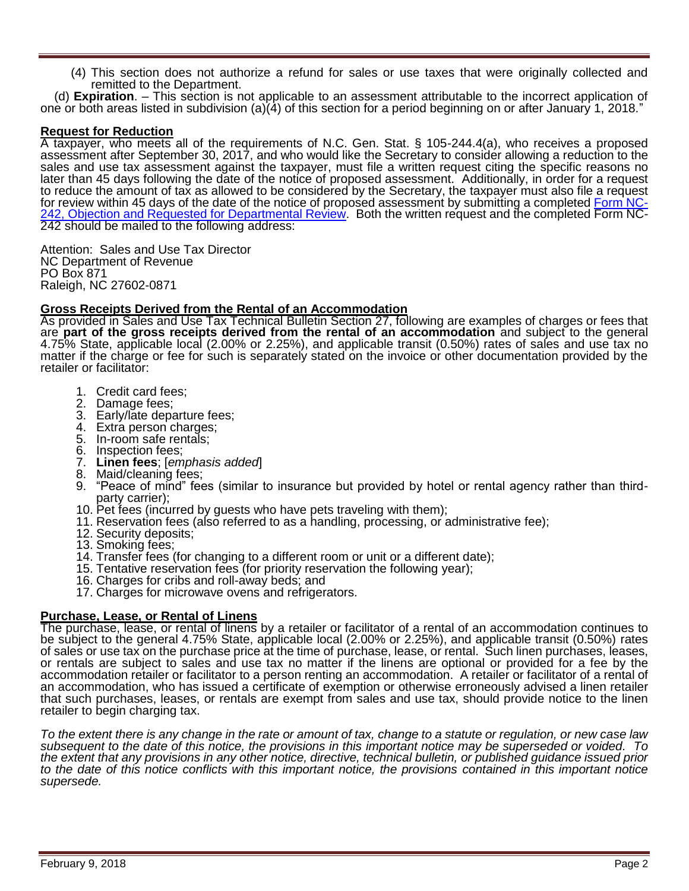(4) This section does not authorize a refund for sales or use taxes that were originally collected and remitted to the Department.

(d) **Expiration**. – This section is not applicable to an assessment attributable to the incorrect application of one or both areas listed in subdivision (a)(4) of this section for a period beginning on or after January 1, 2018."

## Request for Reduction

A taxpayer, who meets all of the requirements of N.C. Gen. Stat. § 105-244.4(a), who receives a proposed assessment after September 30, 2017, and who would like the Secretary to consider allowing a reduction to the sales and use tax assessment against the taxpayer, must file a written request citing the specific reasons no later than 45 days following the date of the notice of proposed assessment. Additionally, in order for a request to reduce the amount of tax as allowed to be considered by the Secretary, the taxpayer must also file a request for review within 45 days of the date of the notice of proposed assessment by submitting a completed Form NC-242, Objection and Requested for Departmental Review. Both the written request and the completed Form NC-242 should be mailed to the following address:

Attention: Sales and Use Tax Director
NC Department of Revenue
PO Box 871
Raleigh, NC 27602-0871

## Gross Receipts Derived from the Rental of an Accommodation

As provided in Sales and Use Tax Technical Bulletin Section 27, following are examples of charges or fees that are **part of the gross receipts derived from the rental of an accommodation** and subject to the general 4.75% State, applicable local (2.00% or 2.25%), and applicable transit (0.50%) rates of sales and use tax no matter if the charge or fee for such is separately stated on the invoice or other documentation provided by the retailer or facilitator:

1. Credit card fees;
2. Damage fees;
3. Early/late departure fees;
4. Extra person charges;
5. In-room safe rentals;
6. Inspection fees;
7. **Linen fees**; [*emphasis added*]
8. Maid/cleaning fees;
9. "Peace of mind" fees (similar to insurance but provided by hotel or rental agency rather than third-party carrier);
10. Pet fees (incurred by guests who have pets traveling with them);
11. Reservation fees (also referred to as a handling, processing, or administrative fee);
12. Security deposits;
13. Smoking fees;
14. Transfer fees (for changing to a different room or unit or a different date);
15. Tentative reservation fees (for priority reservation the following year);
16. Charges for cribs and roll-away beds; and
17. Charges for microwave ovens and refrigerators.

## Purchase, Lease, or Rental of Linens

The purchase, lease, or rental of linens by a retailer or facilitator of a rental of an accommodation continues to be subject to the general 4.75% State, applicable local (2.00% or 2.25%), and applicable transit (0.50%) rates of sales or use tax on the purchase price at the time of purchase, lease, or rental. Such linen purchases, leases, or rentals are subject to sales and use tax no matter if the linens are optional or provided for a fee by the accommodation retailer or facilitator to a person renting an accommodation. A retailer or facilitator of a rental of an accommodation, who has issued a certificate of exemption or otherwise erroneously advised a linen retailer that such purchases, leases, or rentals are exempt from sales and use tax, should provide notice to the linen retailer to begin charging tax.

*To the extent there is any change in the rate or amount of tax, change to a statute or regulation, or new case law subsequent to the date of this notice, the provisions in this important notice may be superseded or voided. To the extent that any provisions in any other notice, directive, technical bulletin, or published guidance issued prior to the date of this notice conflicts with this important notice, the provisions contained in this important notice supersede.*